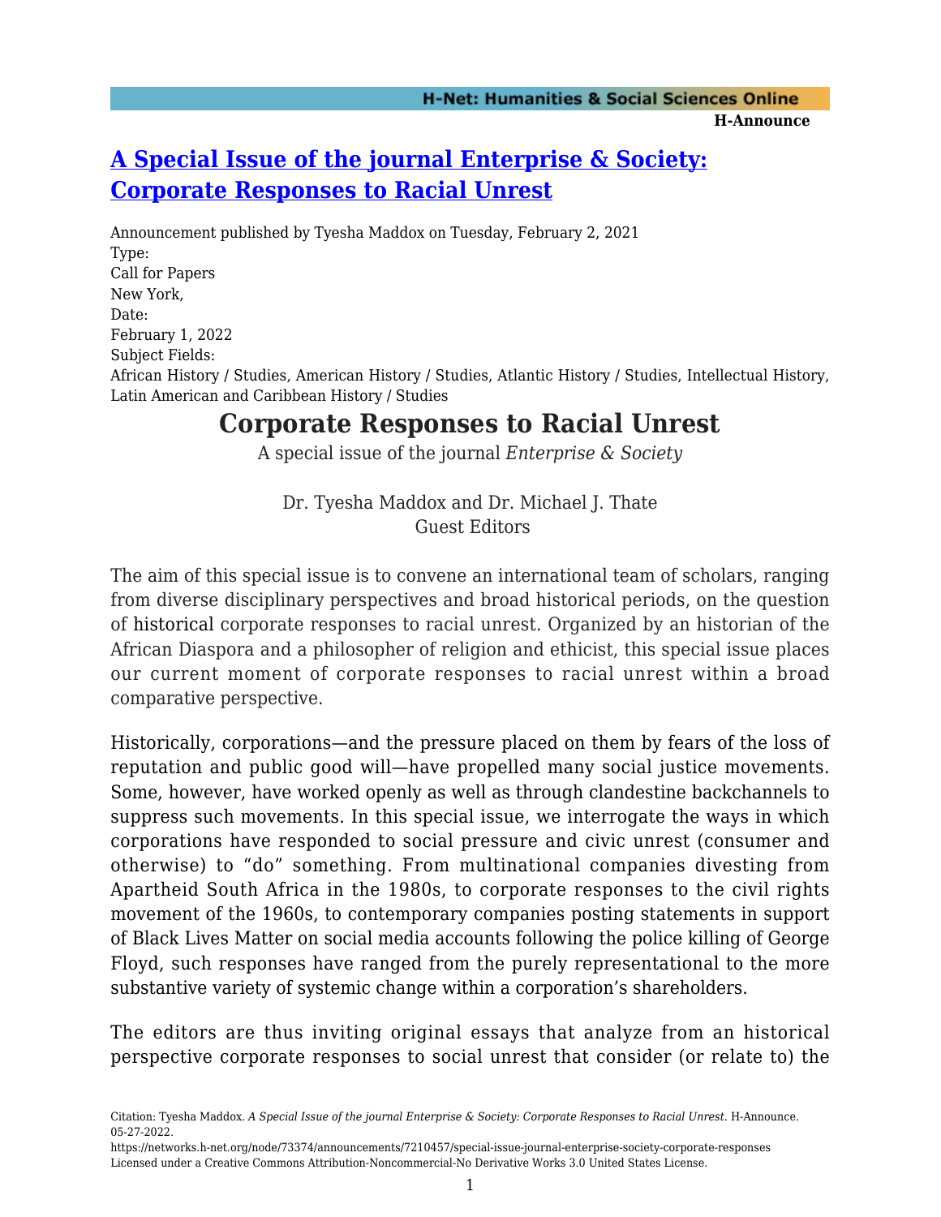# [A Special Issue of the journal Enterprise & Society: Corporate Responses to Racial Unrest](https://networks.h-net.org/node/73374/announcements/7210457/special-issue-journal-enterprise-society-corporate-responses)

Announcement published by Tyesha Maddox on Tuesday, February 2, 2021

Type:
Call for Papers

New York,

Date:
February 1, 2022

Subject Fields:
African History / Studies, American History / Studies, Atlantic History / Studies, Intellectual History, Latin American and Caribbean History / Studies

## Corporate Responses to Racial Unrest

A special issue of the journal *Enterprise & Society*

Dr. Tyesha Maddox and Dr. Michael J. Thate
Guest Editors

The aim of this special issue is to convene an international team of scholars, ranging from diverse disciplinary perspectives and broad historical periods, on the question of historical corporate responses to racial unrest. Organized by an historian of the African Diaspora and a philosopher of religion and ethicist, this special issue places our current moment of corporate responses to racial unrest within a broad comparative perspective.

Historically, corporations—and the pressure placed on them by fears of the loss of reputation and public good will—have propelled many social justice movements. Some, however, have worked openly as well as through clandestine backchannels to suppress such movements. In this special issue, we interrogate the ways in which corporations have responded to social pressure and civic unrest (consumer and otherwise) to "do" something. From multinational companies divesting from Apartheid South Africa in the 1980s, to corporate responses to the civil rights movement of the 1960s, to contemporary companies posting statements in support of Black Lives Matter on social media accounts following the police killing of George Floyd, such responses have ranged from the purely representational to the more substantive variety of systemic change within a corporation's shareholders.

The editors are thus inviting original essays that analyze from an historical perspective corporate responses to social unrest that consider (or relate to) the

Citation: Tyesha Maddox. *A Special Issue of the journal Enterprise & Society: Corporate Responses to Racial Unrest*. H-Announce. 05-27-2022.
https://networks.h-net.org/node/73374/announcements/7210457/special-issue-journal-enterprise-society-corporate-responses
Licensed under a Creative Commons Attribution-Noncommercial-No Derivative Works 3.0 United States License.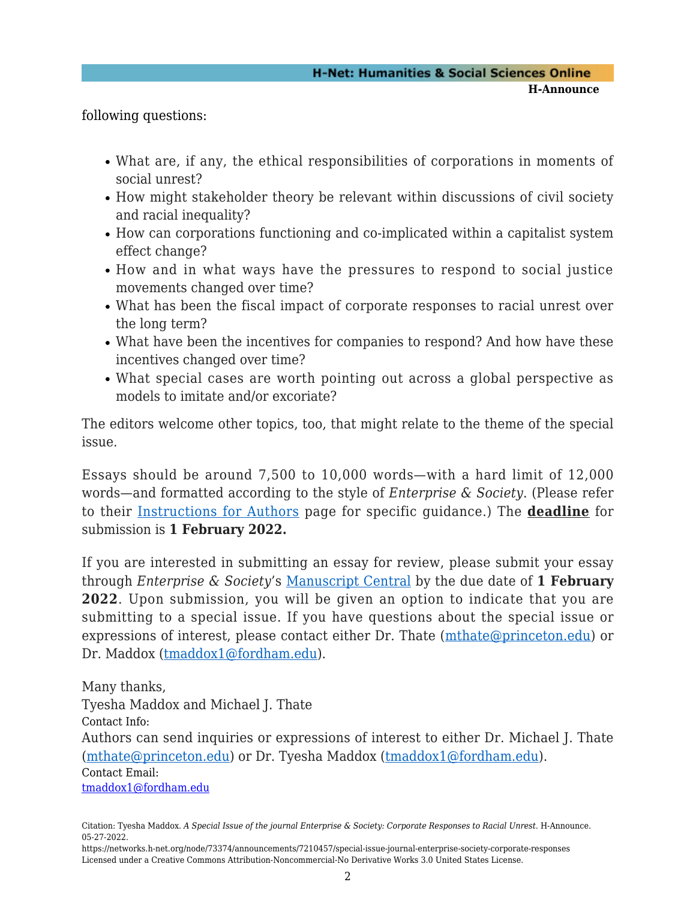following questions:

- What are, if any, the ethical responsibilities of corporations in moments of social unrest?
- How might stakeholder theory be relevant within discussions of civil society and racial inequality?
- How can corporations functioning and co-implicated within a capitalist system effect change?
- How and in what ways have the pressures to respond to social justice movements changed over time?
- What has been the fiscal impact of corporate responses to racial unrest over the long term?
- What have been the incentives for companies to respond? And how have these incentives changed over time?
- What special cases are worth pointing out across a global perspective as models to imitate and/or excoriate?

The editors welcome other topics, too, that might relate to the theme of the special issue.

Essays should be around 7,500 to 10,000 words—with a hard limit of 12,000 words—and formatted according to the style of *Enterprise & Society*. (Please refer to their [Instructions for Authors] page for specific guidance.) The **deadline** for submission is **1 February 2022.**

If you are interested in submitting an essay for review, please submit your essay through *Enterprise & Society*'s [Manuscript Central] by the due date of **1 February 2022**. Upon submission, you will be given an option to indicate that you are submitting to a special issue. If you have questions about the special issue or expressions of interest, please contact either Dr. Thate (mthate@princeton.edu) or Dr. Maddox (tmaddox1@fordham.edu).

Many thanks,
Tyesha Maddox and Michael J. Thate

Contact Info:

Authors can send inquiries or expressions of interest to either Dr. Michael J. Thate (mthate@princeton.edu) or Dr. Tyesha Maddox (tmaddox1@fordham.edu).

Contact Email:

tmaddox1@fordham.edu

Citation: Tyesha Maddox. *A Special Issue of the journal Enterprise & Society: Corporate Responses to Racial Unrest.* H-Announce. 05-27-2022.
https://networks.h-net.org/node/73374/announcements/7210457/special-issue-journal-enterprise-society-corporate-responses
Licensed under a Creative Commons Attribution-Noncommercial-No Derivative Works 3.0 United States License.